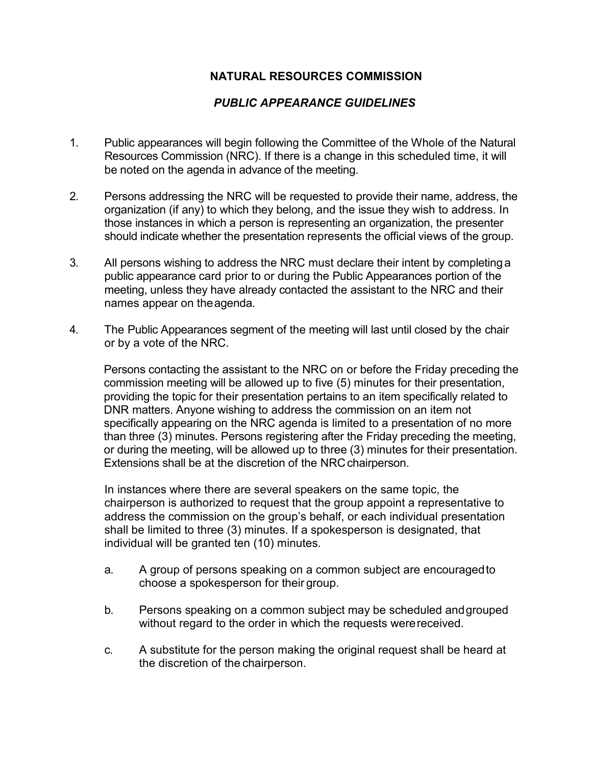# NATURAL RESOURCES COMMISSION

## *PUBLIC APPEARANCE GUIDELINES*

1. Public appearances will begin following the Committee of the Whole of the Natural Resources Commission (NRC). If there is a change in this scheduled time, it will be noted on the agenda in advance of the meeting.

2. Persons addressing the NRC will be requested to provide their name, address, the organization (if any) to which they belong, and the issue they wish to address. In those instances in which a person is representing an organization, the presenter should indicate whether the presentation represents the official views of the group.

3. All persons wishing to address the NRC must declare their intent by completing a public appearance card prior to or during the Public Appearances portion of the meeting, unless they have already contacted the assistant to the NRC and their names appear on the agenda.

4. The Public Appearances segment of the meeting will last until closed by the chair or by a vote of the NRC.

   Persons contacting the assistant to the NRC on or before the Friday preceding the commission meeting will be allowed up to five (5) minutes for their presentation, providing the topic for their presentation pertains to an item specifically related to DNR matters. Anyone wishing to address the commission on an item not specifically appearing on the NRC agenda is limited to a presentation of no more than three (3) minutes. Persons registering after the Friday preceding the meeting, or during the meeting, will be allowed up to three (3) minutes for their presentation. Extensions shall be at the discretion of the NRC chairperson.

   In instances where there are several speakers on the same topic, the chairperson is authorized to request that the group appoint a representative to address the commission on the group's behalf, or each individual presentation shall be limited to three (3) minutes. If a spokesperson is designated, that individual will be granted ten (10) minutes.

   a. A group of persons speaking on a common subject are encouraged to choose a spokesperson for their group.

   b. Persons speaking on a common subject may be scheduled and grouped without regard to the order in which the requests were received.

   c. A substitute for the person making the original request shall be heard at the discretion of the chairperson.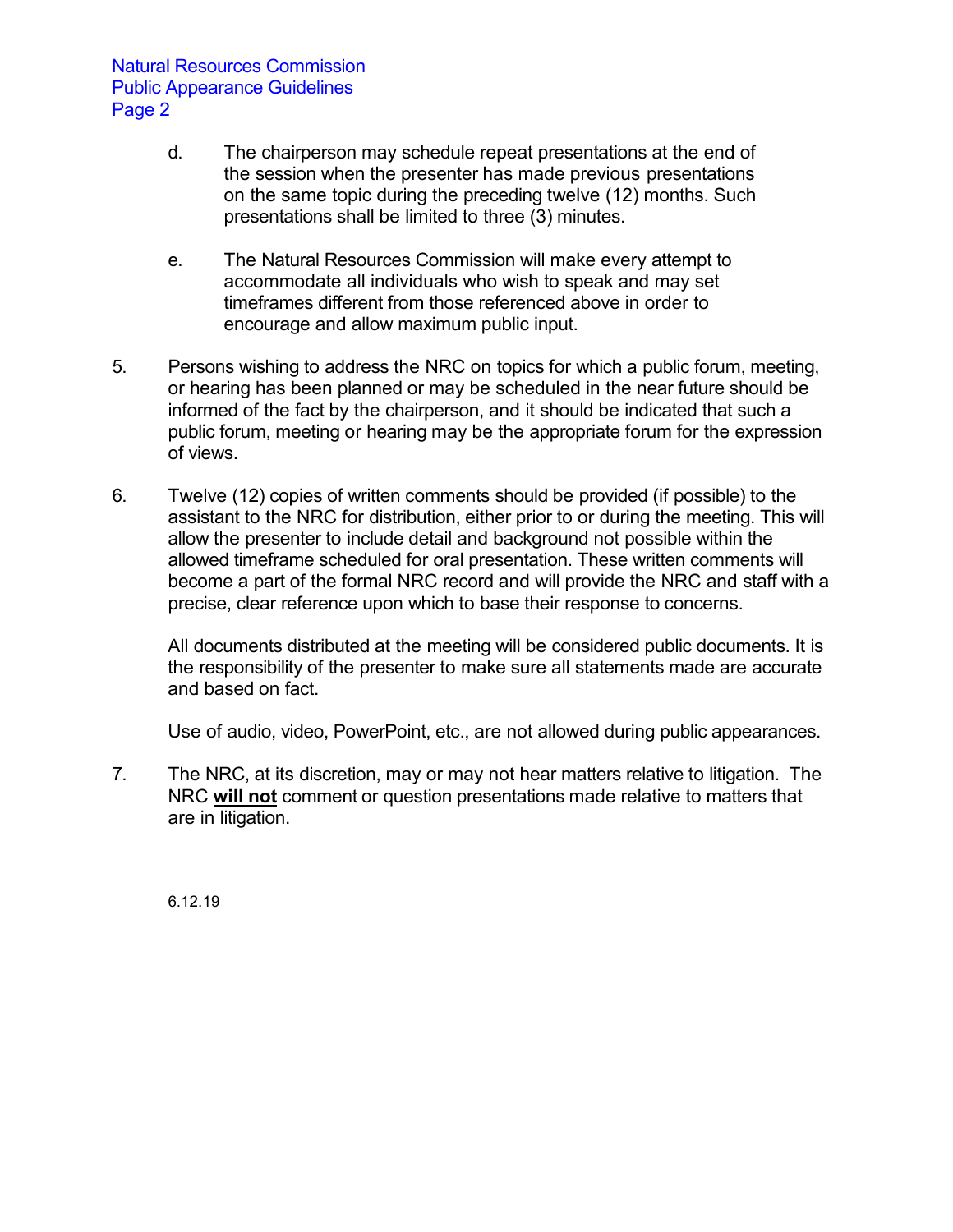d. The chairperson may schedule repeat presentations at the end of the session when the presenter has made previous presentations on the same topic during the preceding twelve (12) months. Such presentations shall be limited to three (3) minutes.

e. The Natural Resources Commission will make every attempt to accommodate all individuals who wish to speak and may set timeframes different from those referenced above in order to encourage and allow maximum public input.

5. Persons wishing to address the NRC on topics for which a public forum, meeting, or hearing has been planned or may be scheduled in the near future should be informed of the fact by the chairperson, and it should be indicated that such a public forum, meeting or hearing may be the appropriate forum for the expression of views.

6. Twelve (12) copies of written comments should be provided (if possible) to the assistant to the NRC for distribution, either prior to or during the meeting. This will allow the presenter to include detail and background not possible within the allowed timeframe scheduled for oral presentation. These written comments will become a part of the formal NRC record and will provide the NRC and staff with a precise, clear reference upon which to base their response to concerns.

   All documents distributed at the meeting will be considered public documents. It is the responsibility of the presenter to make sure all statements made are accurate and based on fact.

   Use of audio, video, PowerPoint, etc., are not allowed during public appearances.

7. The NRC, at its discretion, may or may not hear matters relative to litigation. The NRC **will not** comment or question presentations made relative to matters that are in litigation.

6.12.19